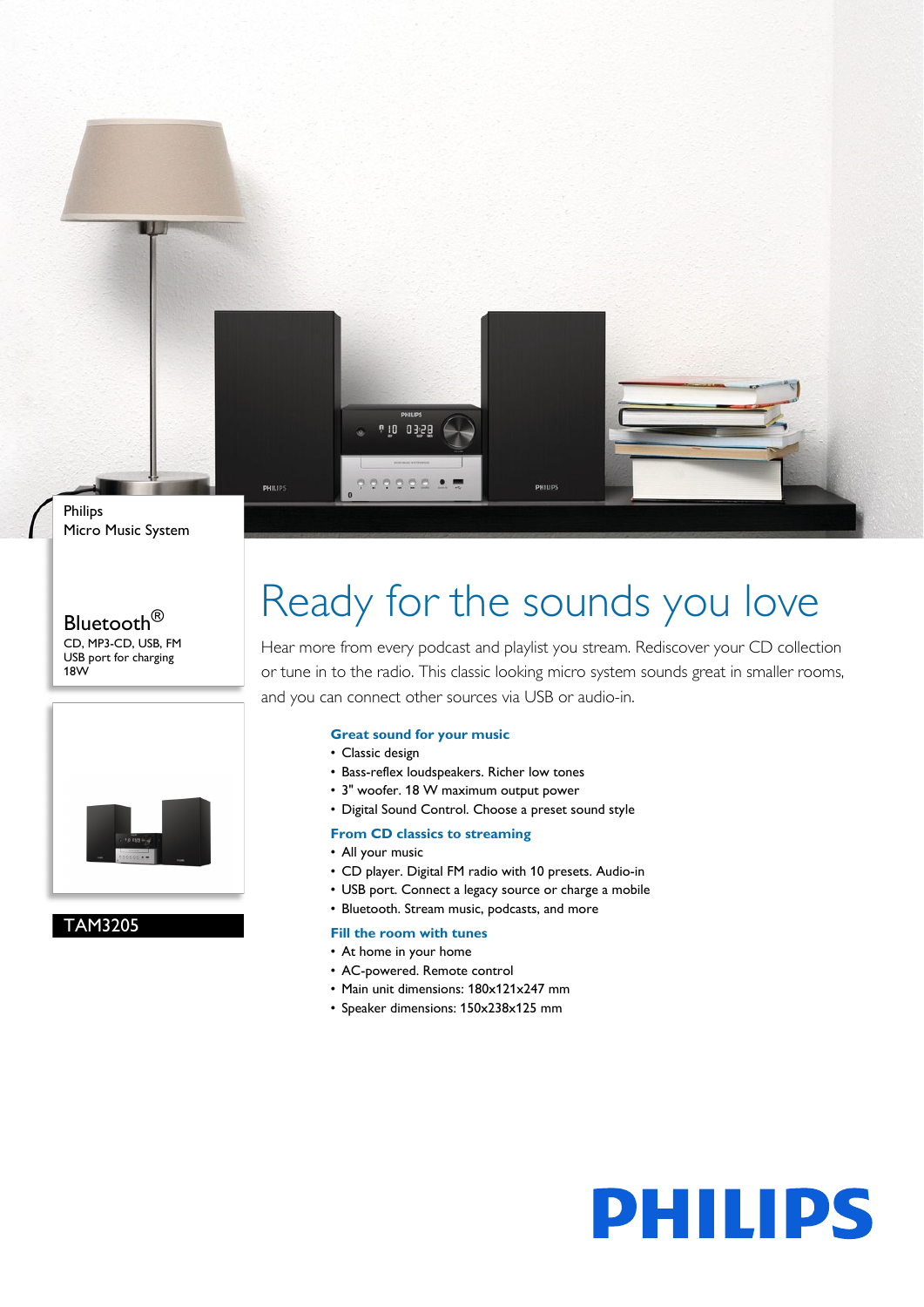Philips
Micro Music System

Bluetooth®
CD, MP3-CD, USB, FM
USB port for charging
18W

TAM3205

# Ready for the sounds you love

Hear more from every podcast and playlist you stream. Rediscover your CD collection or tune in to the radio. This classic looking micro system sounds great in smaller rooms, and you can connect other sources via USB or audio-in.

### Great sound for your music

- Classic design
- Bass-reflex loudspeakers. Richer low tones
- 3" woofer. 18 W maximum output power
- Digital Sound Control. Choose a preset sound style

### From CD classics to streaming

- All your music
- CD player. Digital FM radio with 10 presets. Audio-in
- USB port. Connect a legacy source or charge a mobile
- Bluetooth. Stream music, podcasts, and more

### Fill the room with tunes

- At home in your home
- AC-powered. Remote control
- Main unit dimensions: 180x121x247 mm
- Speaker dimensions: 150x238x125 mm

PHILIPS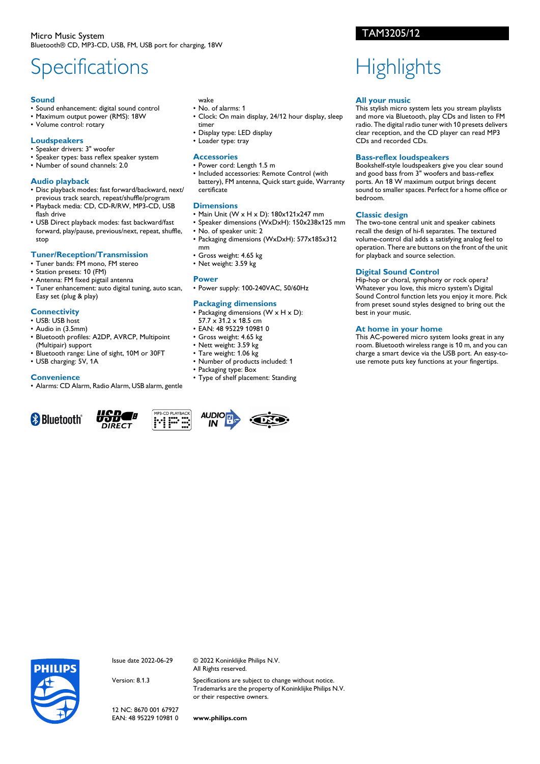Micro Music System
Bluetooth® CD, MP3-CD, USB, FM, USB port for charging, 18W

TAM3205/12

# Specifications

## Sound
- Sound enhancement: digital sound control
- Maximum output power (RMS): 18W
- Volume control: rotary

## Loudspeakers
- Speaker drivers: 3" woofer
- Speaker types: bass reflex speaker system
- Number of sound channels: 2.0

## Audio playback
- Disc playback modes: fast forward/backward, next/ previous track search, repeat/shuffle/program
- Playback media: CD, CD-R/RW, MP3-CD, USB flash drive
- USB Direct playback modes: fast backward/fast forward, play/pause, previous/next, repeat, shuffle, stop

## Tuner/Reception/Transmission
- Tuner bands: FM mono, FM stereo
- Station presets: 10 (FM)
- Antenna: FM fixed pigtail antenna
- Tuner enhancement: auto digital tuning, auto scan, Easy set (plug & play)

## Connectivity
- USB: USB host
- Audio in (3.5mm)
- Bluetooth profiles: A2DP, AVRCP, Multipoint (Multipair) support
- Bluetooth range: Line of sight, 10M or 30FT
- USB charging: 5V, 1A

## Convenience
- Alarms: CD Alarm, Radio Alarm, USB alarm, gentle wake
- No. of alarms: 1
- Clock: On main display, 24/12 hour display, sleep timer
- Display type: LED display
- Loader type: tray

## Accessories
- Power cord: Length 1.5 m
- Included accessories: Remote Control (with battery), FM antenna, Quick start guide, Warranty certificate

## Dimensions
- Main Unit (W x H x D): 180x121x247 mm
- Speaker dimensions (WxDxH): 150x238x125 mm
- No. of speaker unit: 2
- Packaging dimensions (WxDxH): 577x185x312 mm
- Gross weight: 4.65 kg
- Net weight: 3.59 kg

## Power
- Power supply: 100-240VAC, 50/60Hz

## Packaging dimensions
- Packaging dimensions (W x H x D): 57.7 x 31.2 x 18.5 cm
- EAN: 48 95229 10981 0
- Gross weight: 4.65 kg
- Nett weight: 3.59 kg
- Tare weight: 1.06 kg
- Number of products included: 1
- Packaging type: Box
- Type of shelf placement: Standing

# Highlights

## All your music
This stylish micro system lets you stream playlists and more via Bluetooth, play CDs and listen to FM radio. The digital radio tuner with 10 presets delivers clear reception, and the CD player can read MP3 CDs and recorded CDs.

## Bass-reflex loudspeakers
Bookshelf-style loudspeakers give you clear sound and good bass from 3" woofers and bass-reflex ports. An 18 W maximum output brings decent sound to smaller spaces. Perfect for a home office or bedroom.

## Classic design
The two-tone central unit and speaker cabinets recall the design of hi-fi separates. The textured volume-control dial adds a satisfying analog feel to operation. There are buttons on the front of the unit for playback and source selection.

## Digital Sound Control
Hip-hop or choral, symphony or rock opera? Whatever you love, this micro system's Digital Sound Control function lets you enjoy it more. Pick from preset sound styles designed to bring out the best in your music.

## At home in your home
This AC-powered micro system looks great in any room. Bluetooth wireless range is 10 m, and you can charge a smart device via the USB port. An easy-to-use remote puts key functions at your fingertips.

Issue date 2022-06-29

Version: 8.1.3

12 NC: 8670 001 67927
EAN: 48 95229 10981 0

© 2022 Koninklijke Philips N.V.
All Rights reserved.

Specifications are subject to change without notice. Trademarks are the property of Koninklijke Philips N.V. or their respective owners.

www.philips.com